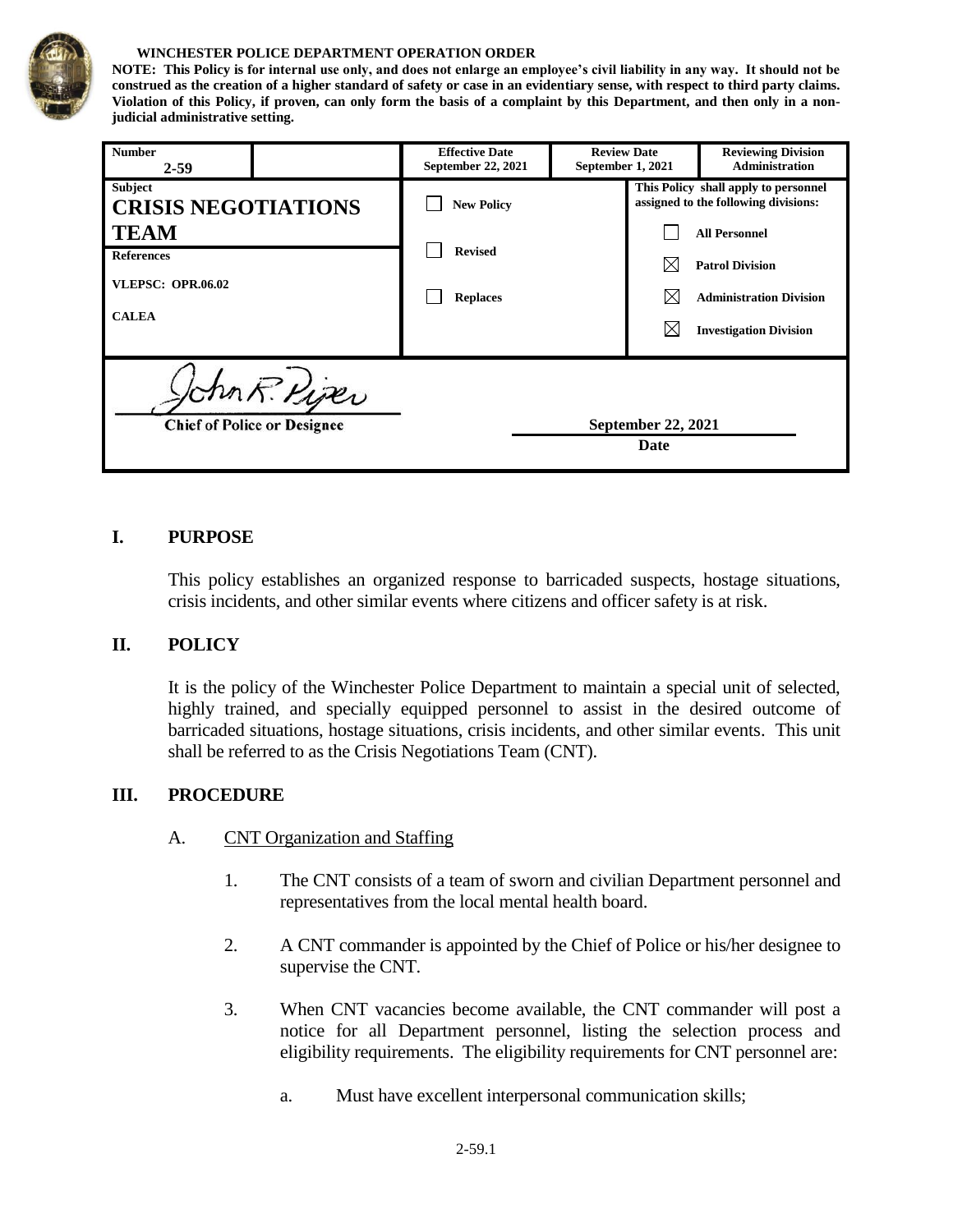**WINCHESTER POLICE DEPARTMENT OPERATION ORDER**

**NOTE: This Policy is for internal use only, and does not enlarge an employee's civil liability in any way. It should not be construed as the creation of a higher standard of safety or case in an evidentiary sense, with respect to third party claims. Violation of this Policy, if proven, can only form the basis of a complaint by this Department, and then only in a non-judicial administrative setting.**

| **Number** 2-59 | | **Effective Date** September 22, 2021 | **Review Date** September 1, 2021 | **Reviewing Division** Administration |
|---|---|---|---|---|
| **Subject** **CRISIS NEGOTIATIONS TEAM** | | ☐ New Policy | **This Policy shall apply to personnel assigned to the following divisions:** | |
| **References** VLEPSC: OPR.06.02 CALEA | | ☐ Revised ☐ Replaces | ☐ All Personnel ☒ Patrol Division ☒ Administration Division ☒ Investigation Division | |
| John R. Piper Chief of Police or Designee | | | September 22, 2021 Date | |

## I. PURPOSE

This policy establishes an organized response to barricaded suspects, hostage situations, crisis incidents, and other similar events where citizens and officer safety is at risk.

## II. POLICY

It is the policy of the Winchester Police Department to maintain a special unit of selected, highly trained, and specially equipped personnel to assist in the desired outcome of barricaded situations, hostage situations, crisis incidents, and other similar events. This unit shall be referred to as the Crisis Negotiations Team (CNT).

## III. PROCEDURE

A. CNT Organization and Staffing

1. The CNT consists of a team of sworn and civilian Department personnel and representatives from the local mental health board.

2. A CNT commander is appointed by the Chief of Police or his/her designee to supervise the CNT.

3. When CNT vacancies become available, the CNT commander will post a notice for all Department personnel, listing the selection process and eligibility requirements. The eligibility requirements for CNT personnel are:

   a. Must have excellent interpersonal communication skills;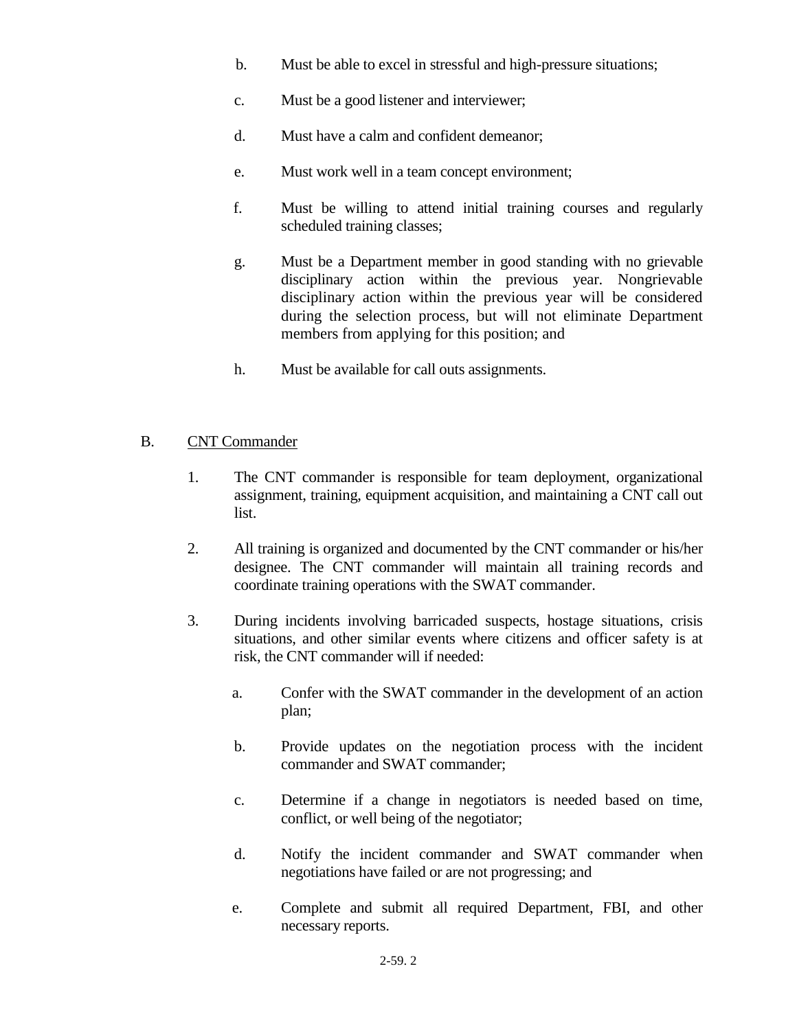b. Must be able to excel in stressful and high-pressure situations;

c. Must be a good listener and interviewer;

d. Must have a calm and confident demeanor;

e. Must work well in a team concept environment;

f. Must be willing to attend initial training courses and regularly scheduled training classes;

g. Must be a Department member in good standing with no grievable disciplinary action within the previous year. Nongrievable disciplinary action within the previous year will be considered during the selection process, but will not eliminate Department members from applying for this position; and

h. Must be available for call outs assignments.

B. CNT Commander

1. The CNT commander is responsible for team deployment, organizational assignment, training, equipment acquisition, and maintaining a CNT call out list.

2. All training is organized and documented by the CNT commander or his/her designee. The CNT commander will maintain all training records and coordinate training operations with the SWAT commander.

3. During incidents involving barricaded suspects, hostage situations, crisis situations, and other similar events where citizens and officer safety is at risk, the CNT commander will if needed:

   a. Confer with the SWAT commander in the development of an action plan;

   b. Provide updates on the negotiation process with the incident commander and SWAT commander;

   c. Determine if a change in negotiators is needed based on time, conflict, or well being of the negotiator;

   d. Notify the incident commander and SWAT commander when negotiations have failed or are not progressing; and

   e. Complete and submit all required Department, FBI, and other necessary reports.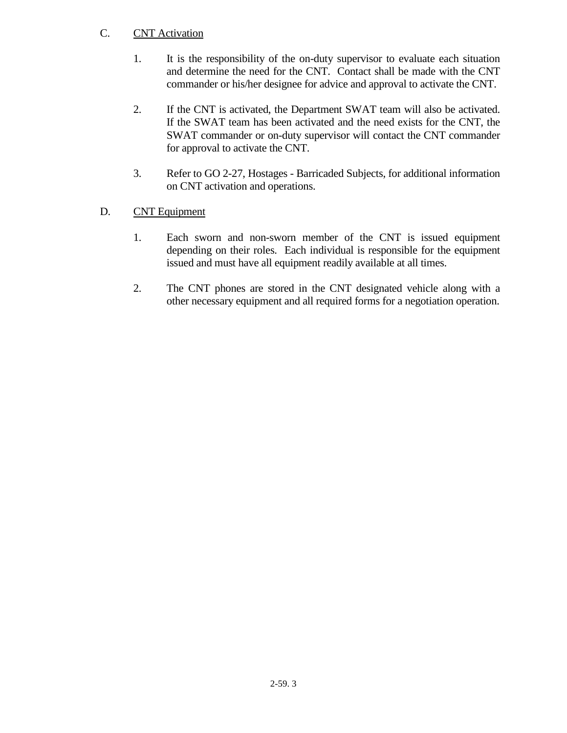C. <u>CNT Activation</u>

1. It is the responsibility of the on-duty supervisor to evaluate each situation and determine the need for the CNT. Contact shall be made with the CNT commander or his/her designee for advice and approval to activate the CNT.

2. If the CNT is activated, the Department SWAT team will also be activated. If the SWAT team has been activated and the need exists for the CNT, the SWAT commander or on-duty supervisor will contact the CNT commander for approval to activate the CNT.

3. Refer to GO 2-27, Hostages - Barricaded Subjects, for additional information on CNT activation and operations.

D. <u>CNT Equipment</u>

1. Each sworn and non-sworn member of the CNT is issued equipment depending on their roles. Each individual is responsible for the equipment issued and must have all equipment readily available at all times.

2. The CNT phones are stored in the CNT designated vehicle along with a other necessary equipment and all required forms for a negotiation operation.